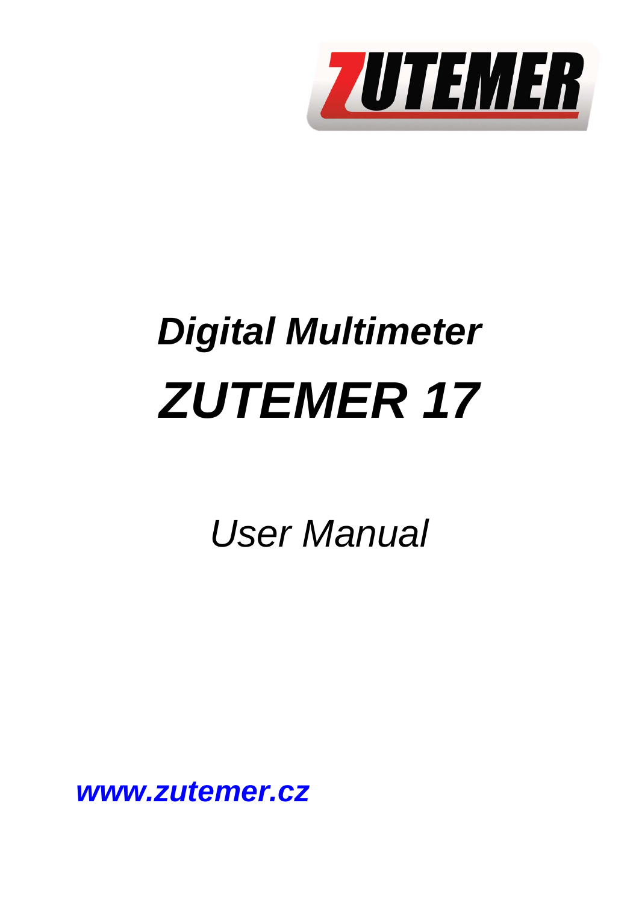ZUTEMER

# *Digital Multimeter*

# *ZUTEMER 17*

*User Manual*

***www.zutemer.cz***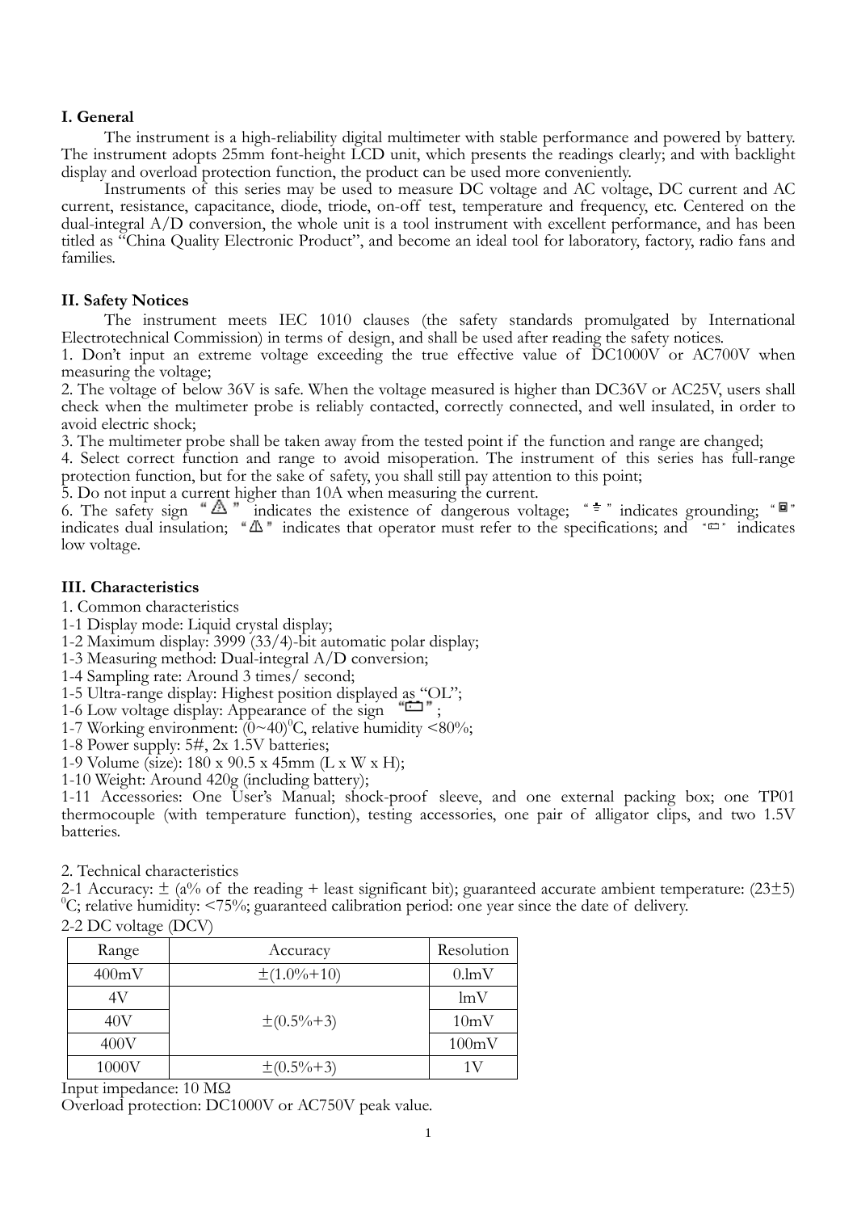## I. General

The instrument is a high-reliability digital multimeter with stable performance and powered by battery. The instrument adopts 25mm font-height LCD unit, which presents the readings clearly; and with backlight display and overload protection function, the product can be used more conveniently.

Instruments of this series may be used to measure DC voltage and AC voltage, DC current and AC current, resistance, capacitance, diode, triode, on-off test, temperature and frequency, etc. Centered on the dual-integral A/D conversion, the whole unit is a tool instrument with excellent performance, and has been titled as "China Quality Electronic Product", and become an ideal tool for laboratory, factory, radio fans and families.

## II. Safety Notices

The instrument meets IEC 1010 clauses (the safety standards promulgated by International Electrotechnical Commission) in terms of design, and shall be used after reading the safety notices.

1. Don't input an extreme voltage exceeding the true effective value of DC1000V or AC700V when measuring the voltage;
2. The voltage of below 36V is safe. When the voltage measured is higher than DC36V or AC25V, users shall check when the multimeter probe is reliably contacted, correctly connected, and well insulated, in order to avoid electric shock;
3. The multimeter probe shall be taken away from the tested point if the function and range are changed;
4. Select correct function and range to avoid misoperation. The instrument of this series has full-range protection function, but for the sake of safety, you shall still pay attention to this point;
5. Do not input a current higher than 10A when measuring the current.
6. The safety sign "⚠" indicates the existence of dangerous voltage; "⏚" indicates grounding; "▣" indicates dual insulation; "⚠" indicates that operator must refer to the specifications; and "▭" indicates low voltage.

## III. Characteristics

1. Common characteristics

1-1 Display mode: Liquid crystal display;
1-2 Maximum display: 3999 (33/4)-bit automatic polar display;
1-3 Measuring method: Dual-integral A/D conversion;
1-4 Sampling rate: Around 3 times/ second;
1-5 Ultra-range display: Highest position displayed as "OL";
1-6 Low voltage display: Appearance of the sign "▭";
1-7 Working environment: (0~40)$^0$C, relative humidity <80%;
1-8 Power supply: 5#, 2x 1.5V batteries;
1-9 Volume (size): 180 x 90.5 x 45mm (L x W x H);
1-10 Weight: Around 420g (including battery);
1-11 Accessories: One User's Manual; shock-proof sleeve, and one external packing box; one TP01 thermocouple (with temperature function), testing accessories, one pair of alligator clips, and two 1.5V batteries.

2. Technical characteristics

2-1 Accuracy: ± (a% of the reading + least significant bit); guaranteed accurate ambient temperature: (23±5) $^0$C; relative humidity: <75%; guaranteed calibration period: one year since the date of delivery.

2-2 DC voltage (DCV)

| Range | Accuracy | Resolution |
|---|---|---|
| 400mV | ±(1.0%+10) | 0.1mV |
| 4V | ±(0.5%+3) | 1mV |
| 40V | | 10mV |
| 400V | | 100mV |
| 1000V | ±(0.5%+3) | 1V |

Input impedance: 10 MΩ

Overload protection: DC1000V or AC750V peak value.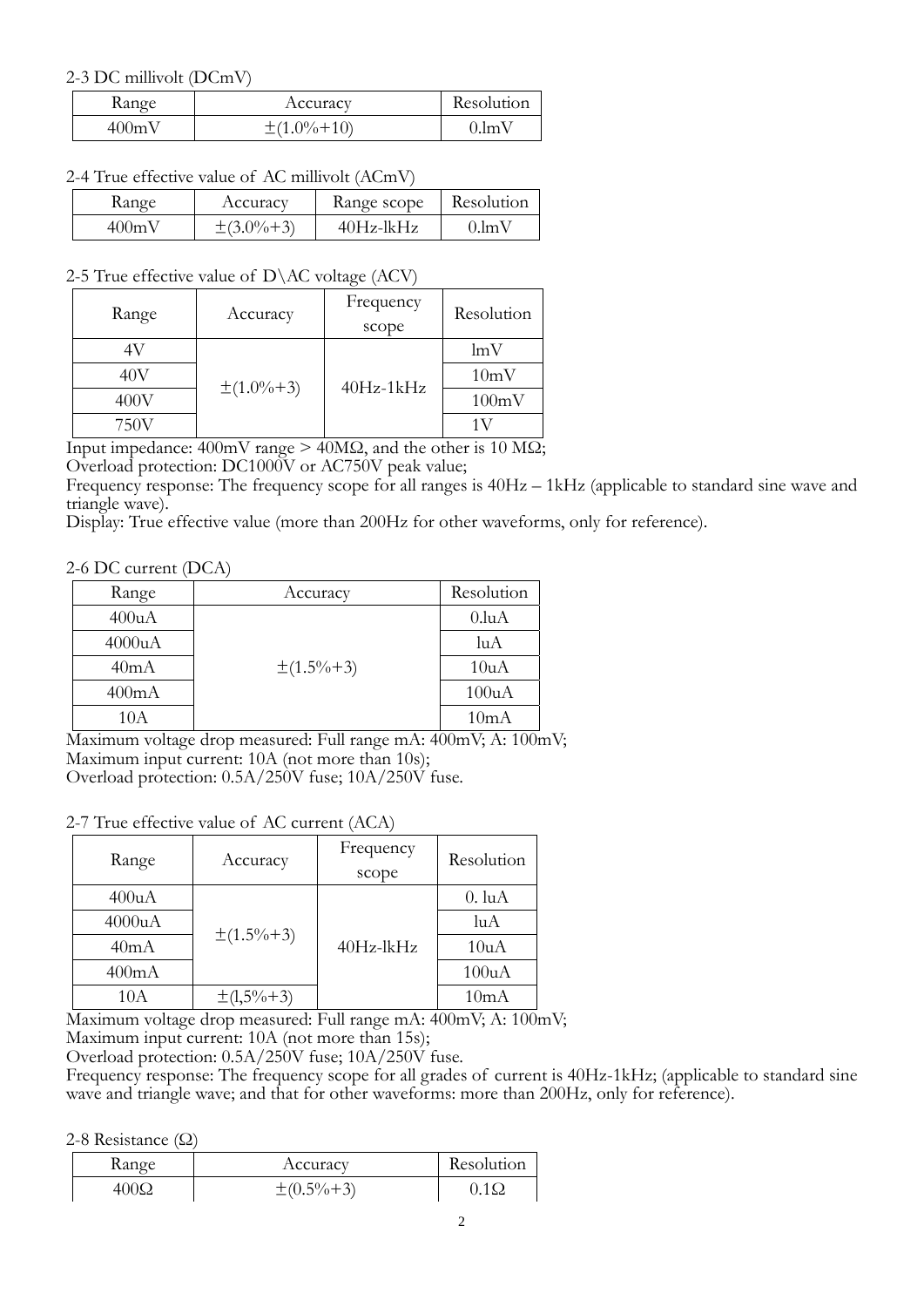2-3 DC millivolt (DCmV)

| Range | Accuracy | Resolution |
|---|---|---|
| 400mV | ±(1.0%+10) | 0.lmV |

2-4 True effective value of AC millivolt (ACmV)

| Range | Accuracy | Range scope | Resolution |
|---|---|---|---|
| 400mV | ±(3.0%+3) | 40Hz-lkHz | 0.lmV |

2-5 True effective value of D\AC voltage (ACV)

| Range | Accuracy | Frequency scope | Resolution |
|---|---|---|---|
| 4V | ±(1.0%+3) | 40Hz-1kHz | lmV |
| 40V | | | 10mV |
| 400V | | | 100mV |
| 750V | | | 1V |

Input impedance: 400mV range > 40MΩ, and the other is 10 MΩ;
Overload protection: DC1000V or AC750V peak value;
Frequency response: The frequency scope for all ranges is 40Hz – 1kHz (applicable to standard sine wave and triangle wave).
Display: True effective value (more than 200Hz for other waveforms, only for reference).

2-6 DC current (DCA)

| Range | Accuracy | Resolution |
|---|---|---|
| 400uA | ±(1.5%+3) | 0.luA |
| 4000uA | | luA |
| 40mA | | 10uA |
| 400mA | | 100uA |
| 10A | | 10mA |

Maximum voltage drop measured: Full range mA: 400mV; A: 100mV;
Maximum input current: 10A (not more than 10s);
Overload protection: 0.5A/250V fuse; 10A/250V fuse.

2-7 True effective value of AC current (ACA)

| Range | Accuracy | Frequency scope | Resolution |
|---|---|---|---|
| 400uA | ±(1.5%+3) | 40Hz-lkHz | 0. luA |
| 4000uA | | | luA |
| 40mA | | | 10uA |
| 400mA | | | 100uA |
| 10A | ±(l,5%+3) | | 10mA |

Maximum voltage drop measured: Full range mA: 400mV; A: 100mV;
Maximum input current: 10A (not more than 15s);
Overload protection: 0.5A/250V fuse; 10A/250V fuse.
Frequency response: The frequency scope for all grades of current is 40Hz-1kHz; (applicable to standard sine wave and triangle wave; and that for other waveforms: more than 200Hz, only for reference).

2-8 Resistance (Ω)

| Range | Accuracy | Resolution |
|---|---|---|
| 400Ω | ±(0.5%+3) | 0.1Ω |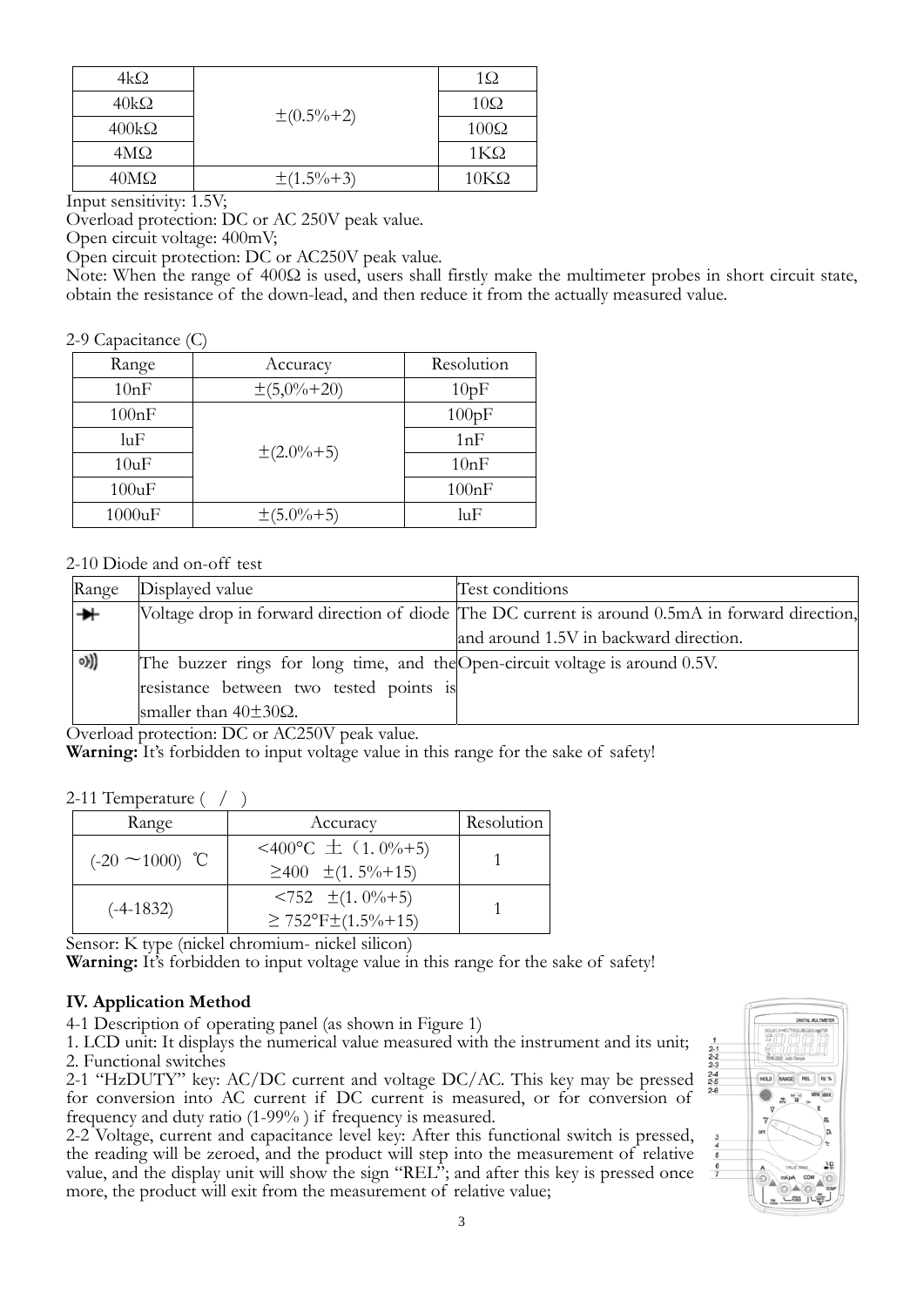| 4kΩ | ±(0.5%+2) | 1Ω |
|---|---|---|
| 40kΩ | | 10Ω |
| 400kΩ | | 100Ω |
| 4MΩ | | 1KΩ |
| 40MΩ | ±(1.5%+3) | 10KΩ |

Input sensitivity: 1.5V;
Overload protection: DC or AC 250V peak value.
Open circuit voltage: 400mV;
Open circuit protection: DC or AC250V peak value.
Note: When the range of 400Ω is used, users shall firstly make the multimeter probes in short circuit state, obtain the resistance of the down-lead, and then reduce it from the actually measured value.

2-9 Capacitance (C)

| Range | Accuracy | Resolution |
|---|---|---|
| 10nF | ±(5,0%+20) | 10pF |
| 100nF | ±(2.0%+5) | 100pF |
| luF | | 1nF |
| 10uF | | 10nF |
| 100uF | | 100nF |
| 1000uF | ±(5.0%+5) | luF |

2-10 Diode and on-off test

| Range | Displayed value | Test conditions |
|---|---|---|
| ⏩ | Voltage drop in forward direction of diode | The DC current is around 0.5mA in forward direction, and around 1.5V in backward direction. |
| •))) | The buzzer rings for long time, and the resistance between two tested points is smaller than 40±30Ω. | Open-circuit voltage is around 0.5V. |

Overload protection: DC or AC250V peak value.
**Warning:** It's forbidden to input voltage value in this range for the sake of safety!

2-11 Temperature ( / )

| Range | Accuracy | Resolution |
|---|---|---|
| (-20 ～1000) ℃ | <400°C ±（1. 0%+5)<br>≥400 ±(1. 5%+15) | 1 |
| (-4-1832) | <752 ±(1. 0%+5)<br>≥ 752°F±(1.5%+15) | 1 |

Sensor: K type (nickel chromium- nickel silicon)
**Warning:** It's forbidden to input voltage value in this range for the sake of safety!

## IV. Application Method

4-1 Description of operating panel (as shown in Figure 1)
1. LCD unit: It displays the numerical value measured with the instrument and its unit;
2. Functional switches
2-1 "HzDUTY" key: AC/DC current and voltage DC/AC. This key may be pressed for conversion into AC current if DC current is measured, or for conversion of frequency and duty ratio (1-99% ) if frequency is measured.
2-2 Voltage, current and capacitance level key: After this functional switch is pressed, the reading will be zeroed, and the product will step into the measurement of relative value, and the display unit will show the sign "REL"; and after this key is pressed once more, the product will exit from the measurement of relative value;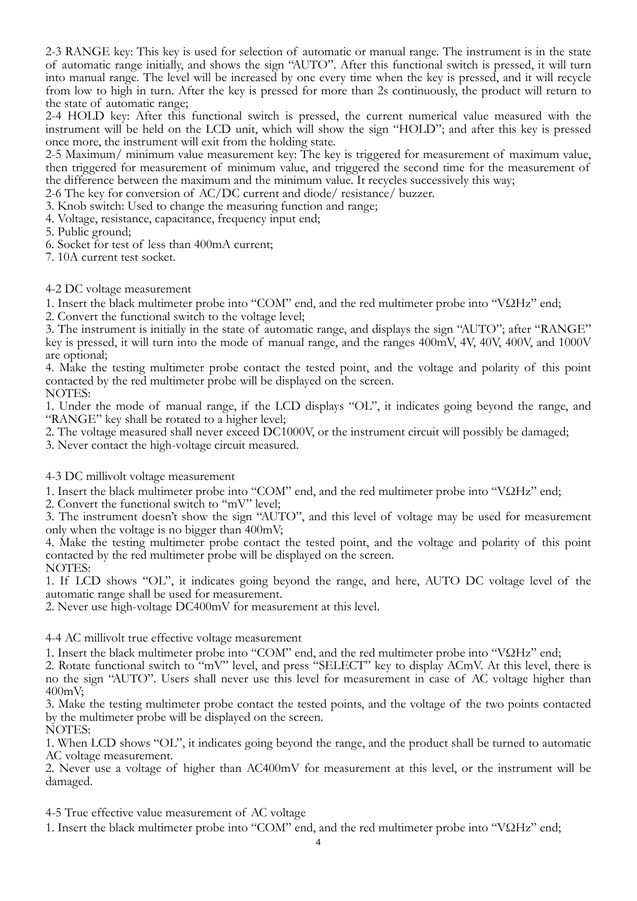2-3 RANGE key: This key is used for selection of automatic or manual range. The instrument is in the state of automatic range initially, and shows the sign "AUTO". After this functional switch is pressed, it will turn into manual range. The level will be increased by one every time when the key is pressed, and it will recycle from low to high in turn. After the key is pressed for more than 2s continuously, the product will return to the state of automatic range;

2-4 HOLD key: After this functional switch is pressed, the current numerical value measured with the instrument will be held on the LCD unit, which will show the sign "HOLD"; and after this key is pressed once more, the instrument will exit from the holding state.

2-5 Maximum/ minimum value measurement key: The key is triggered for measurement of maximum value, then triggered for measurement of minimum value, and triggered the second time for the measurement of the difference between the maximum and the minimum value. It recycles successively this way;

2-6 The key for conversion of AC/DC current and diode/ resistance/ buzzer.

3. Knob switch: Used to change the measuring function and range;

4. Voltage, resistance, capacitance, frequency input end;

5. Public ground;

6. Socket for test of less than 400mA current;

7. 10A current test socket.

4-2 DC voltage measurement

1. Insert the black multimeter probe into "COM" end, and the red multimeter probe into "VΩHz" end;
2. Convert the functional switch to the voltage level;
3. The instrument is initially in the state of automatic range, and displays the sign "AUTO"; after "RANGE" key is pressed, it will turn into the mode of manual range, and the ranges 400mV, 4V, 40V, 400V, and 1000V are optional;
4. Make the testing multimeter probe contact the tested point, and the voltage and polarity of this point contacted by the red multimeter probe will be displayed on the screen.

NOTES:

1. Under the mode of manual range, if the LCD displays "OL", it indicates going beyond the range, and "RANGE" key shall be rotated to a higher level;
2. The voltage measured shall never exceed DC1000V, or the instrument circuit will possibly be damaged;
3. Never contact the high-voltage circuit measured.

4-3 DC millivolt voltage measurement

1. Insert the black multimeter probe into "COM" end, and the red multimeter probe into "VΩHz" end;
2. Convert the functional switch to "mV" level;
3. The instrument doesn't show the sign "AUTO", and this level of voltage may be used for measurement only when the voltage is no bigger than 400mV;
4. Make the testing multimeter probe contact the tested point, and the voltage and polarity of this point contacted by the red multimeter probe will be displayed on the screen.

NOTES:

1. If LCD shows "OL", it indicates going beyond the range, and here, AUTO DC voltage level of the automatic range shall be used for measurement.
2. Never use high-voltage DC400mV for measurement at this level.

4-4 AC millivolt true effective voltage measurement

1. Insert the black multimeter probe into "COM" end, and the red multimeter probe into "VΩHz" end;
2. Rotate functional switch to "mV" level, and press "SELECT" key to display ACmV. At this level, there is no the sign "AUTO". Users shall never use this level for measurement in case of AC voltage higher than 400mV;
3. Make the testing multimeter probe contact the tested points, and the voltage of the two points contacted by the multimeter probe will be displayed on the screen.

NOTES:

1. When LCD shows "OL", it indicates going beyond the range, and the product shall be turned to automatic AC voltage measurement.
2. Never use a voltage of higher than AC400mV for measurement at this level, or the instrument will be damaged.

4-5 True effective value measurement of AC voltage

1. Insert the black multimeter probe into "COM" end, and the red multimeter probe into "VΩHz" end;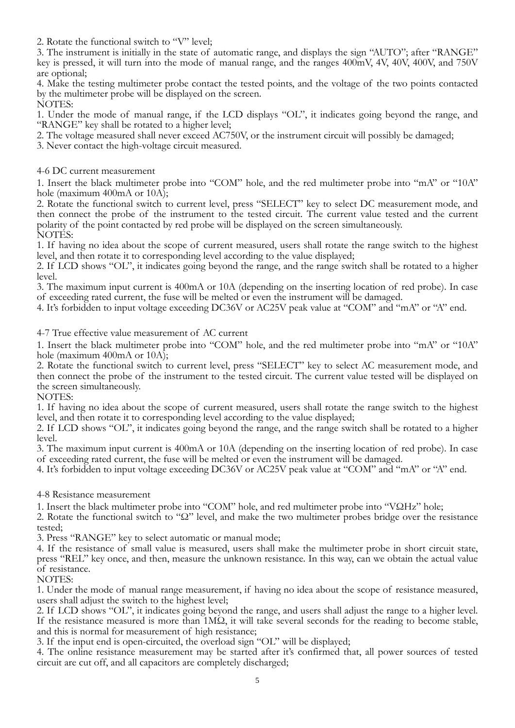2. Rotate the functional switch to "V" level;

3. The instrument is initially in the state of automatic range, and displays the sign "AUTO"; after "RANGE" key is pressed, it will turn into the mode of manual range, and the ranges 400mV, 4V, 40V, 400V, and 750V are optional;

4. Make the testing multimeter probe contact the tested points, and the voltage of the two points contacted by the multimeter probe will be displayed on the screen.

NOTES:

1. Under the mode of manual range, if the LCD displays "OL", it indicates going beyond the range, and "RANGE" key shall be rotated to a higher level;
2. The voltage measured shall never exceed AC750V, or the instrument circuit will possibly be damaged;
3. Never contact the high-voltage circuit measured.

## 4-6 DC current measurement

1. Insert the black multimeter probe into "COM" hole, and the red multimeter probe into "mA" or "10A" hole (maximum 400mA or 10A);
2. Rotate the functional switch to current level, press "SELECT" key to select DC measurement mode, and then connect the probe of the instrument to the tested circuit. The current value tested and the current polarity of the point contacted by red probe will be displayed on the screen simultaneously.

NOTES:

1. If having no idea about the scope of current measured, users shall rotate the range switch to the highest level, and then rotate it to corresponding level according to the value displayed;
2. If LCD shows "OL", it indicates going beyond the range, and the range switch shall be rotated to a higher level.
3. The maximum input current is 400mA or 10A (depending on the inserting location of red probe). In case of exceeding rated current, the fuse will be melted or even the instrument will be damaged.
4. It's forbidden to input voltage exceeding DC36V or AC25V peak value at "COM" and "mA" or "A" end.

## 4-7 True effective value measurement of AC current

1. Insert the black multimeter probe into "COM" hole, and the red multimeter probe into "mA" or "10A" hole (maximum 400mA or 10A);
2. Rotate the functional switch to current level, press "SELECT" key to select AC measurement mode, and then connect the probe of the instrument to the tested circuit. The current value tested will be displayed on the screen simultaneously.

NOTES:

1. If having no idea about the scope of current measured, users shall rotate the range switch to the highest level, and then rotate it to corresponding level according to the value displayed;
2. If LCD shows "OL", it indicates going beyond the range, and the range switch shall be rotated to a higher level.
3. The maximum input current is 400mA or 10A (depending on the inserting location of red probe). In case of exceeding rated current, the fuse will be melted or even the instrument will be damaged.
4. It's forbidden to input voltage exceeding DC36V or AC25V peak value at "COM" and "mA" or "A" end.

## 4-8 Resistance measurement

1. Insert the black multimeter probe into "COM" hole, and red multimeter probe into "VΩHz" hole;
2. Rotate the functional switch to "Ω" level, and make the two multimeter probes bridge over the resistance tested;
3. Press "RANGE" key to select automatic or manual mode;
4. If the resistance of small value is measured, users shall make the multimeter probe in short circuit state, press "REL" key once, and then, measure the unknown resistance. In this way, can we obtain the actual value of resistance.

NOTES:

1. Under the mode of manual range measurement, if having no idea about the scope of resistance measured, users shall adjust the switch to the highest level;
2. If LCD shows "OL", it indicates going beyond the range, and users shall adjust the range to a higher level. If the resistance measured is more than 1MΩ, it will take several seconds for the reading to become stable, and this is normal for measurement of high resistance;
3. If the input end is open-circuited, the overload sign "OL" will be displayed;
4. The online resistance measurement may be started after it's confirmed that, all power sources of tested circuit are cut off, and all capacitors are completely discharged;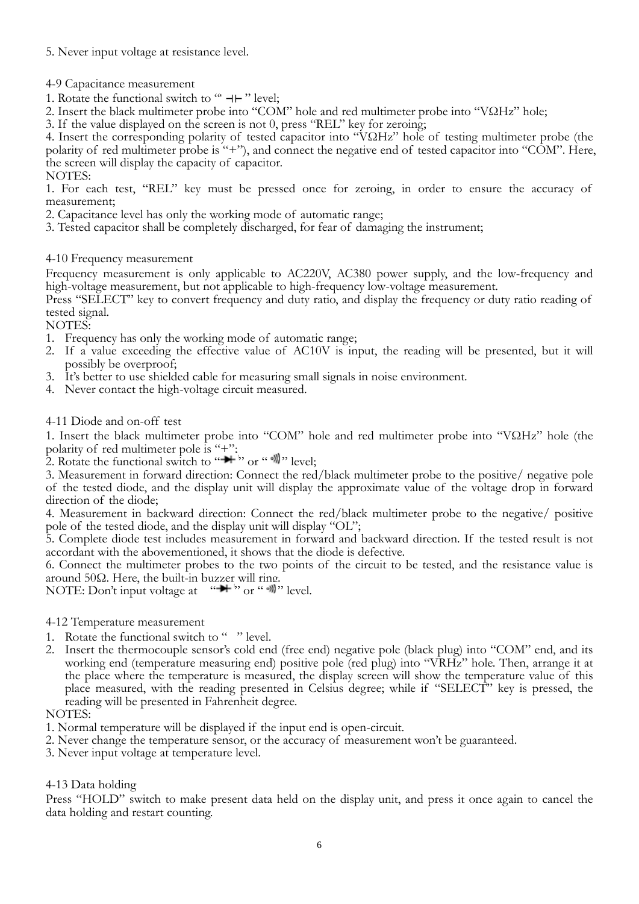5. Never input voltage at resistance level.

4-9 Capacitance measurement

1. Rotate the functional switch to "⊣⊢" level;
2. Insert the black multimeter probe into "COM" hole and red multimeter probe into "VΩHz" hole;
3. If the value displayed on the screen is not 0, press "REL" key for zeroing;
4. Insert the corresponding polarity of tested capacitor into "VΩHz" hole of testing multimeter probe (the polarity of red multimeter probe is "+"), and connect the negative end of tested capacitor into "COM". Here, the screen will display the capacity of capacitor.

NOTES:

1. For each test, "REL" key must be pressed once for zeroing, in order to ensure the accuracy of measurement;
2. Capacitance level has only the working mode of automatic range;
3. Tested capacitor shall be completely discharged, for fear of damaging the instrument;

4-10 Frequency measurement

Frequency measurement is only applicable to AC220V, AC380 power supply, and the low-frequency and high-voltage measurement, but not applicable to high-frequency low-voltage measurement.

Press "SELECT" key to convert frequency and duty ratio, and display the frequency or duty ratio reading of tested signal.

NOTES:

1. Frequency has only the working mode of automatic range;
2. If a value exceeding the effective value of AC10V is input, the reading will be presented, but it will possibly be overproof;
3. It's better to use shielded cable for measuring small signals in noise environment.
4. Never contact the high-voltage circuit measured.

4-11 Diode and on-off test

1. Insert the black multimeter probe into "COM" hole and red multimeter probe into "VΩHz" hole (the polarity of red multimeter pole is "+";
2. Rotate the functional switch to "→+" or "·))))" level;
3. Measurement in forward direction: Connect the red/black multimeter probe to the positive/ negative pole of the tested diode, and the display unit will display the approximate value of the voltage drop in forward direction of the diode;
4. Measurement in backward direction: Connect the red/black multimeter probe to the negative/ positive pole of the tested diode, and the display unit will display "OL";
5. Complete diode test includes measurement in forward and backward direction. If the tested result is not accordant with the abovementioned, it shows that the diode is defective.
6. Connect the multimeter probes to the two points of the circuit to be tested, and the resistance value is around 50Ω. Here, the built-in buzzer will ring.

NOTE: Don't input voltage at "→+" or "·))))" level.

4-12 Temperature measurement

1. Rotate the functional switch to " " level.
2. Insert the thermocouple sensor's cold end (free end) negative pole (black plug) into "COM" end, and its working end (temperature measuring end) positive pole (red plug) into "VRHz" hole. Then, arrange it at the place where the temperature is measured, the display screen will show the temperature value of this place measured, with the reading presented in Celsius degree; while if "SELECT" key is pressed, the reading will be presented in Fahrenheit degree.

NOTES:

1. Normal temperature will be displayed if the input end is open-circuit.
2. Never change the temperature sensor, or the accuracy of measurement won't be guaranteed.
3. Never input voltage at temperature level.

4-13 Data holding

Press "HOLD" switch to make present data held on the display unit, and press it once again to cancel the data holding and restart counting.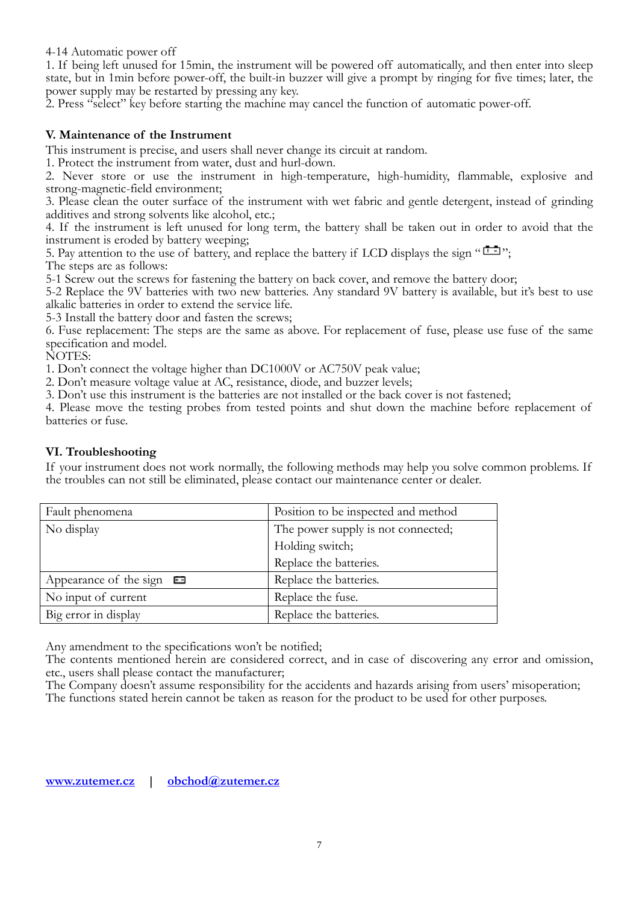4-14 Automatic power off

1. If being left unused for 15min, the instrument will be powered off automatically, and then enter into sleep state, but in 1min before power-off, the built-in buzzer will give a prompt by ringing for five times; later, the power supply may be restarted by pressing any key.
2. Press "select" key before starting the machine may cancel the function of automatic power-off.

## V. Maintenance of the Instrument

This instrument is precise, and users shall never change its circuit at random.

1. Protect the instrument from water, dust and hurl-down.
2. Never store or use the instrument in high-temperature, high-humidity, flammable, explosive and strong-magnetic-field environment;
3. Please clean the outer surface of the instrument with wet fabric and gentle detergent, instead of grinding additives and strong solvents like alcohol, etc.;
4. If the instrument is left unused for long term, the battery shall be taken out in order to avoid that the instrument is eroded by battery weeping;
5. Pay attention to the use of battery, and replace the battery if LCD displays the sign "🔋";

The steps are as follows:

5-1 Screw out the screws for fastening the battery on back cover, and remove the battery door;

5-2 Replace the 9V batteries with two new batteries. Any standard 9V battery is available, but it's best to use alkalic batteries in order to extend the service life.

5-3 Install the battery door and fasten the screws;

6. Fuse replacement: The steps are the same as above. For replacement of fuse, please use fuse of the same specification and model.

NOTES:

1. Don't connect the voltage higher than DC1000V or AC750V peak value;
2. Don't measure voltage value at AC, resistance, diode, and buzzer levels;
3. Don't use this instrument is the batteries are not installed or the back cover is not fastened;
4. Please move the testing probes from tested points and shut down the machine before replacement of batteries or fuse.

## VI. Troubleshooting

If your instrument does not work normally, the following methods may help you solve common problems. If the troubles can not still be eliminated, please contact our maintenance center or dealer.

| Fault phenomena | Position to be inspected and method |
|---|---|
| No display | The power supply is not connected;<br>Holding switch;<br>Replace the batteries. |
| Appearance of the sign 🔋 | Replace the batteries. |
| No input of current | Replace the fuse. |
| Big error in display | Replace the batteries. |

Any amendment to the specifications won't be notified;

The contents mentioned herein are considered correct, and in case of discovering any error and omission, etc., users shall please contact the manufacturer;

The Company doesn't assume responsibility for the accidents and hazards arising from users' misoperation;

The functions stated herein cannot be taken as reason for the product to be used for other purposes.

www.zutemer.cz | obchod@zutemer.cz